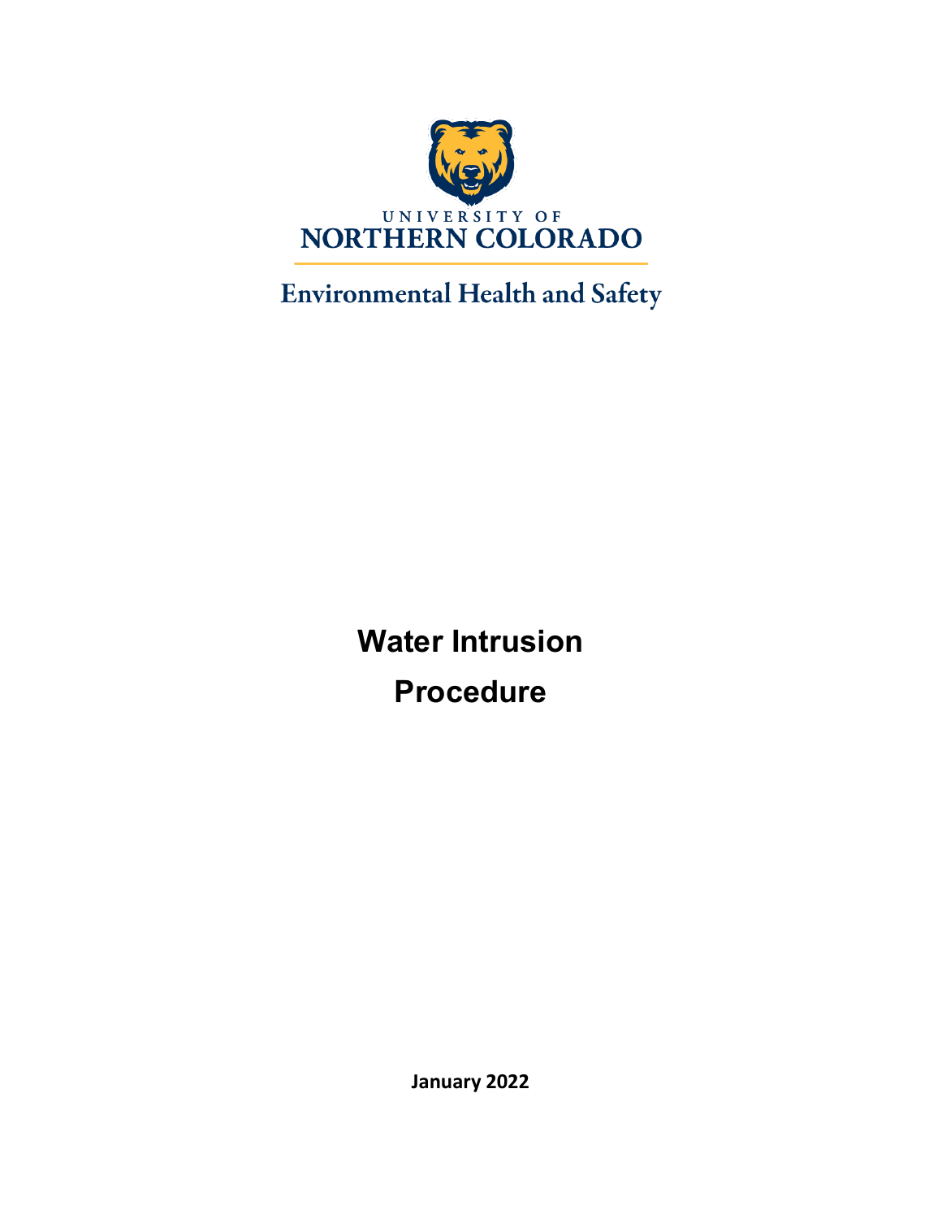UNIVERSITY OF

NORTHERN COLORADO

Environmental Health and Safety

# Water Intrusion

# Procedure

**January 2022**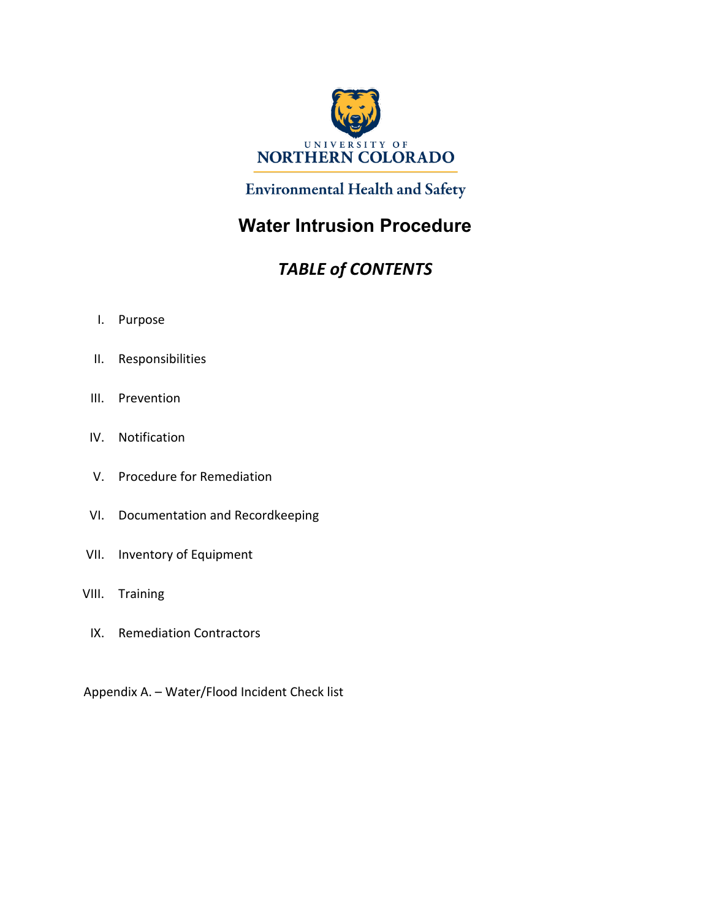UNIVERSITY OF
NORTHERN COLORADO

Environmental Health and Safety

# Water Intrusion Procedure

## *TABLE of CONTENTS*

I. Purpose

II. Responsibilities

III. Prevention

IV. Notification

V. Procedure for Remediation

VI. Documentation and Recordkeeping

VII. Inventory of Equipment

VIII. Training

IX. Remediation Contractors

Appendix A. – Water/Flood Incident Check list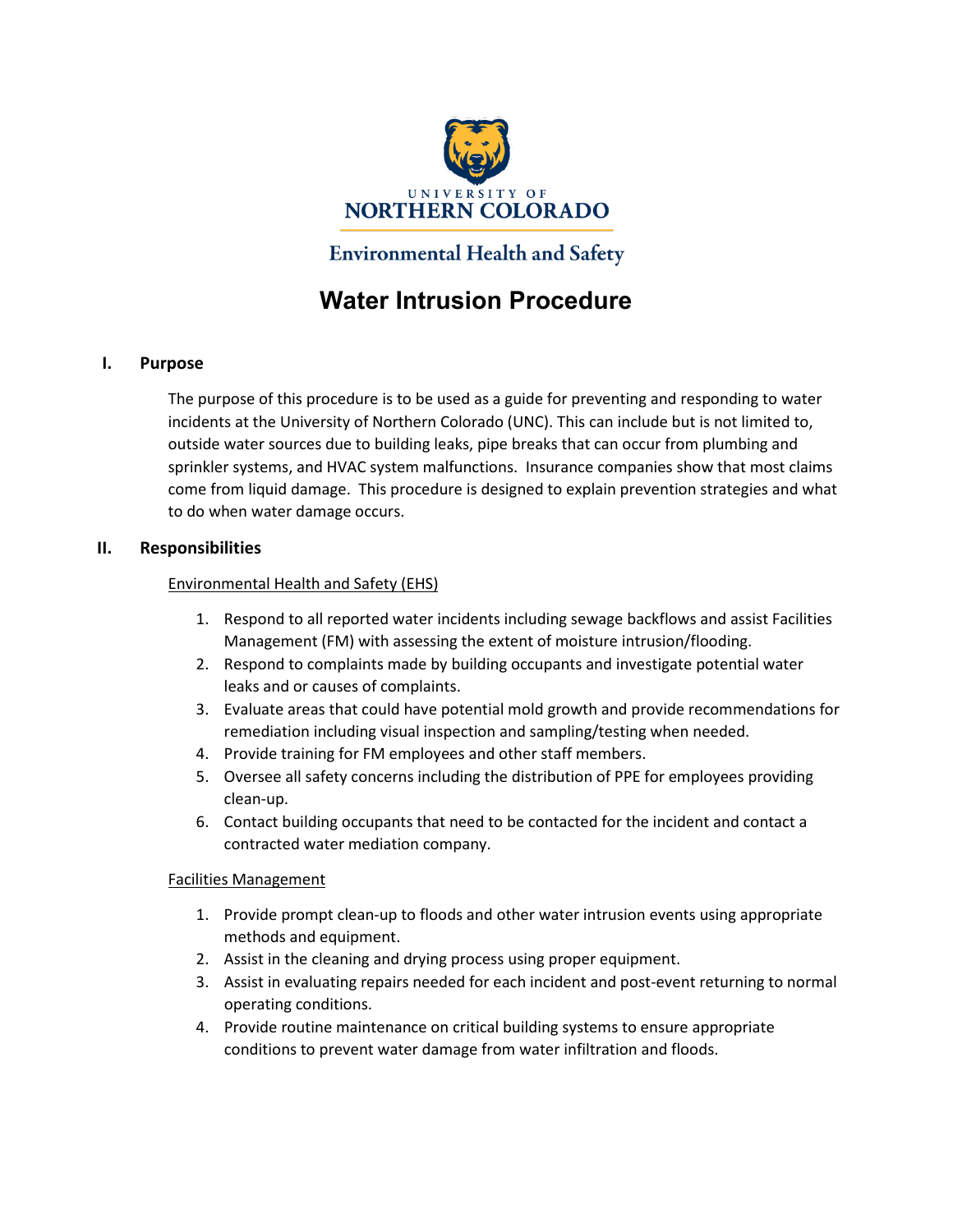University of Northern Colorado

Environmental Health and Safety

# Water Intrusion Procedure

## I. Purpose

The purpose of this procedure is to be used as a guide for preventing and responding to water incidents at the University of Northern Colorado (UNC). This can include but is not limited to, outside water sources due to building leaks, pipe breaks that can occur from plumbing and sprinkler systems, and HVAC system malfunctions. Insurance companies show that most claims come from liquid damage. This procedure is designed to explain prevention strategies and what to do when water damage occurs.

## II. Responsibilities

<u>Environmental Health and Safety (EHS)</u>

1. Respond to all reported water incidents including sewage backflows and assist Facilities Management (FM) with assessing the extent of moisture intrusion/flooding.
2. Respond to complaints made by building occupants and investigate potential water leaks and or causes of complaints.
3. Evaluate areas that could have potential mold growth and provide recommendations for remediation including visual inspection and sampling/testing when needed.
4. Provide training for FM employees and other staff members.
5. Oversee all safety concerns including the distribution of PPE for employees providing clean-up.
6. Contact building occupants that need to be contacted for the incident and contact a contracted water mediation company.

<u>Facilities Management</u>

1. Provide prompt clean-up to floods and other water intrusion events using appropriate methods and equipment.
2. Assist in the cleaning and drying process using proper equipment.
3. Assist in evaluating repairs needed for each incident and post-event returning to normal operating conditions.
4. Provide routine maintenance on critical building systems to ensure appropriate conditions to prevent water damage from water infiltration and floods.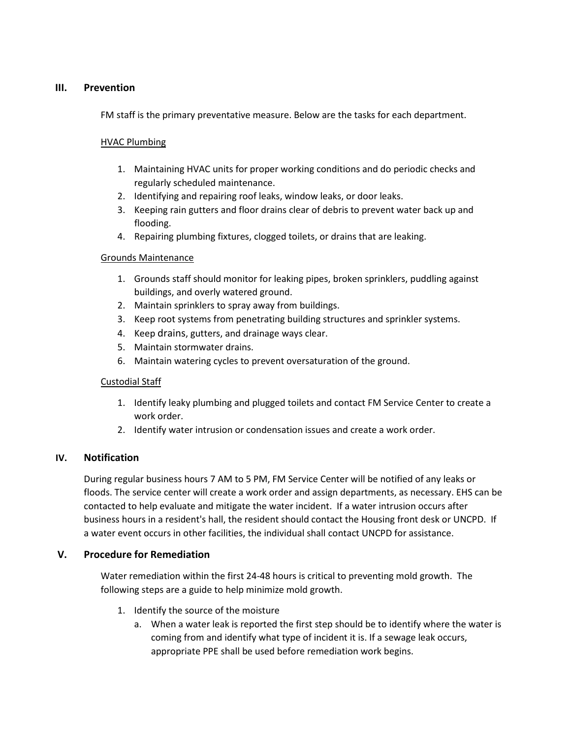## III. Prevention

FM staff is the primary preventative measure. Below are the tasks for each department.

<u>HVAC Plumbing</u>

1. Maintaining HVAC units for proper working conditions and do periodic checks and regularly scheduled maintenance.
2. Identifying and repairing roof leaks, window leaks, or door leaks.
3. Keeping rain gutters and floor drains clear of debris to prevent water back up and flooding.
4. Repairing plumbing fixtures, clogged toilets, or drains that are leaking.

<u>Grounds Maintenance</u>

1. Grounds staff should monitor for leaking pipes, broken sprinklers, puddling against buildings, and overly watered ground.
2. Maintain sprinklers to spray away from buildings.
3. Keep root systems from penetrating building structures and sprinkler systems.
4. Keep drains, gutters, and drainage ways clear.
5. Maintain stormwater drains.
6. Maintain watering cycles to prevent oversaturation of the ground.

<u>Custodial Staff</u>

1. Identify leaky plumbing and plugged toilets and contact FM Service Center to create a work order.
2. Identify water intrusion or condensation issues and create a work order.

## IV. Notification

During regular business hours 7 AM to 5 PM, FM Service Center will be notified of any leaks or floods. The service center will create a work order and assign departments, as necessary. EHS can be contacted to help evaluate and mitigate the water incident. If a water intrusion occurs after business hours in a resident's hall, the resident should contact the Housing front desk or UNCPD. If a water event occurs in other facilities, the individual shall contact UNCPD for assistance.

## V. Procedure for Remediation

Water remediation within the first 24-48 hours is critical to preventing mold growth. The following steps are a guide to help minimize mold growth.

1. Identify the source of the moisture
   a. When a water leak is reported the first step should be to identify where the water is coming from and identify what type of incident it is. If a sewage leak occurs, appropriate PPE shall be used before remediation work begins.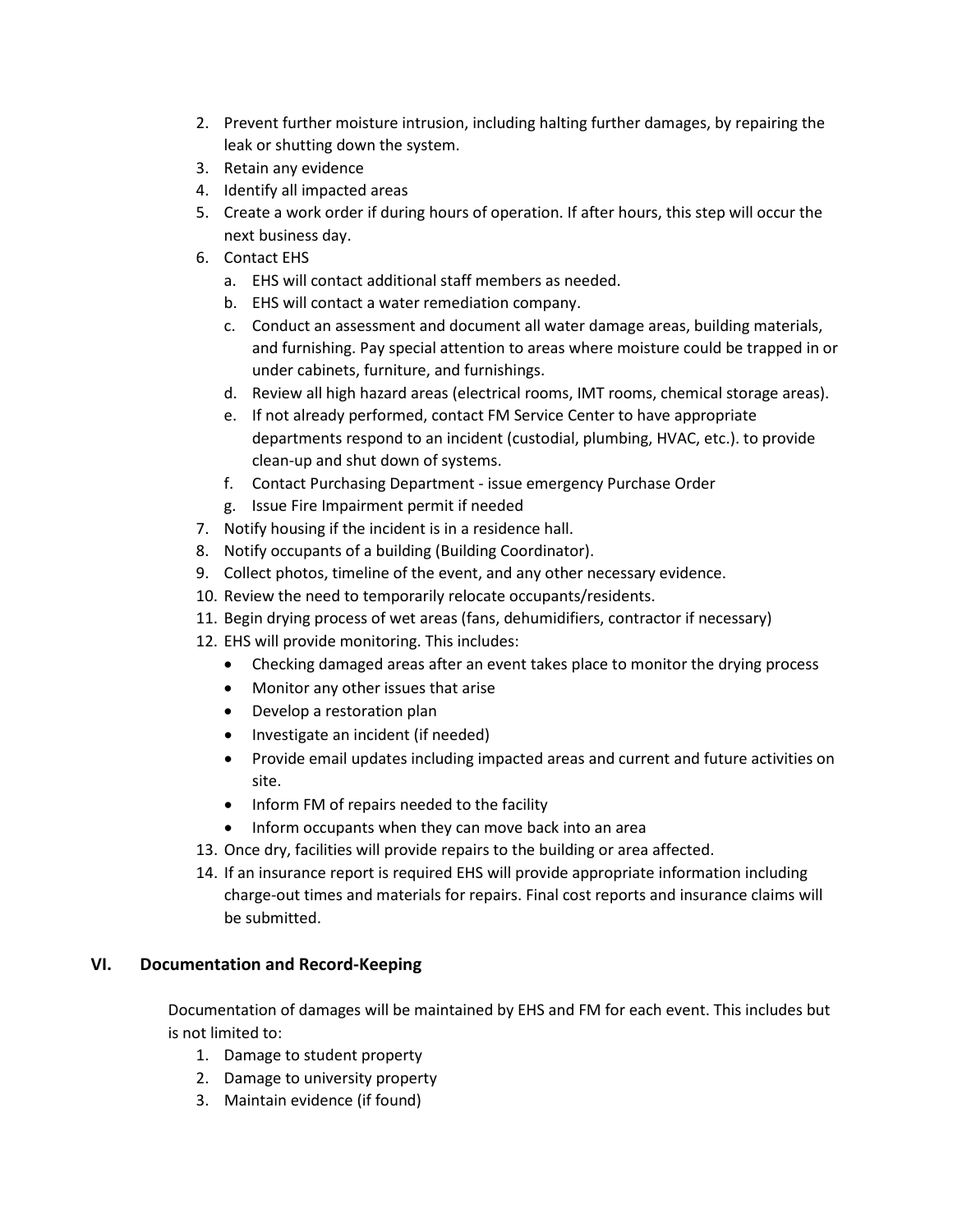2. Prevent further moisture intrusion, including halting further damages, by repairing the leak or shutting down the system.
3. Retain any evidence
4. Identify all impacted areas
5. Create a work order if during hours of operation. If after hours, this step will occur the next business day.
6. Contact EHS
    a. EHS will contact additional staff members as needed.
    b. EHS will contact a water remediation company.
    c. Conduct an assessment and document all water damage areas, building materials, and furnishing. Pay special attention to areas where moisture could be trapped in or under cabinets, furniture, and furnishings.
    d. Review all high hazard areas (electrical rooms, IMT rooms, chemical storage areas).
    e. If not already performed, contact FM Service Center to have appropriate departments respond to an incident (custodial, plumbing, HVAC, etc.). to provide clean-up and shut down of systems.
    f. Contact Purchasing Department - issue emergency Purchase Order
    g. Issue Fire Impairment permit if needed
7. Notify housing if the incident is in a residence hall.
8. Notify occupants of a building (Building Coordinator).
9. Collect photos, timeline of the event, and any other necessary evidence.
10. Review the need to temporarily relocate occupants/residents.
11. Begin drying process of wet areas (fans, dehumidifiers, contractor if necessary)
12. EHS will provide monitoring. This includes:
    - Checking damaged areas after an event takes place to monitor the drying process
    - Monitor any other issues that arise
    - Develop a restoration plan
    - Investigate an incident (if needed)
    - Provide email updates including impacted areas and current and future activities on site.
    - Inform FM of repairs needed to the facility
    - Inform occupants when they can move back into an area
13. Once dry, facilities will provide repairs to the building or area affected.
14. If an insurance report is required EHS will provide appropriate information including charge-out times and materials for repairs. Final cost reports and insurance claims will be submitted.

## VI. Documentation and Record-Keeping

Documentation of damages will be maintained by EHS and FM for each event. This includes but is not limited to:

1. Damage to student property
2. Damage to university property
3. Maintain evidence (if found)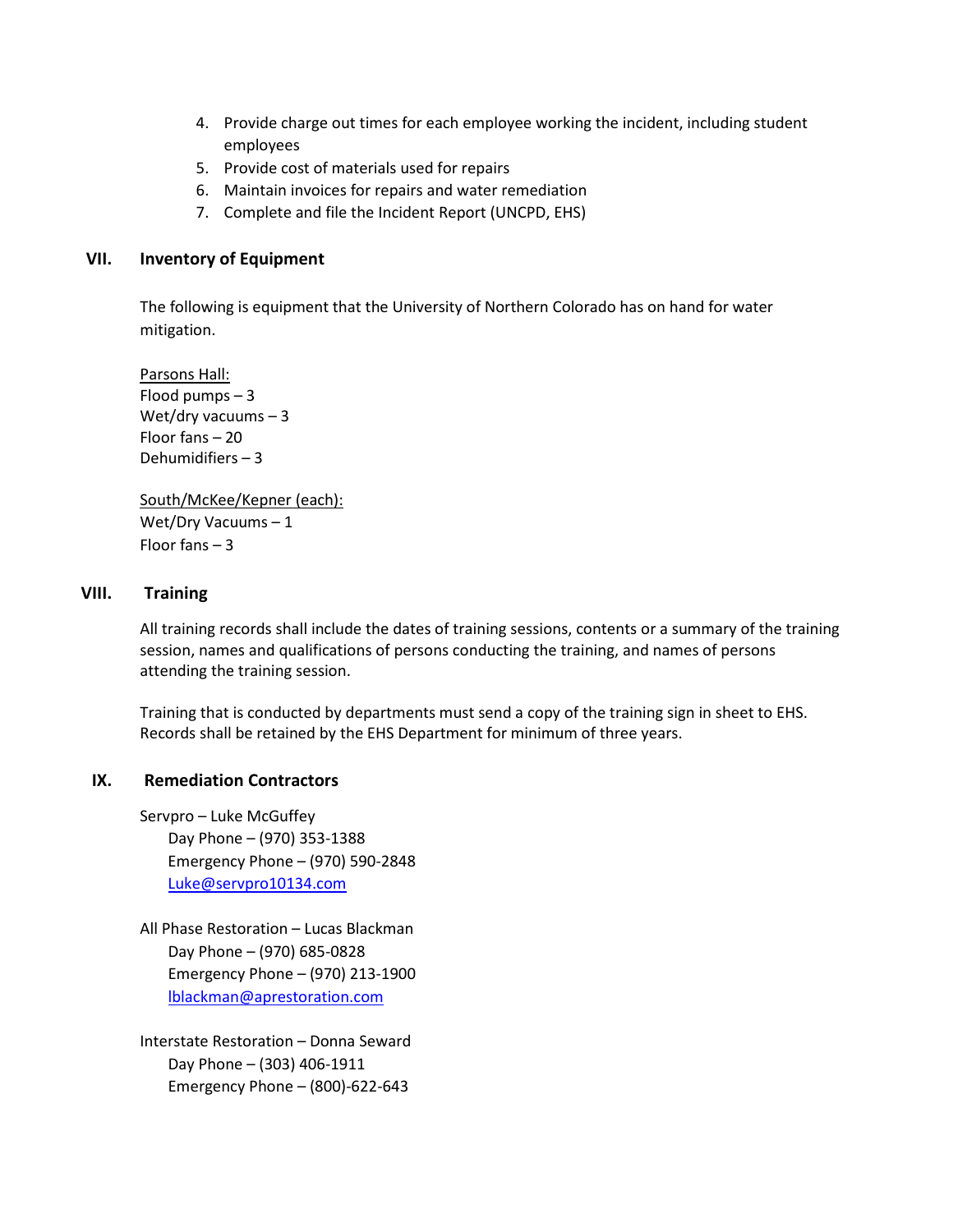4. Provide charge out times for each employee working the incident, including student employees
5. Provide cost of materials used for repairs
6. Maintain invoices for repairs and water remediation
7. Complete and file the Incident Report (UNCPD, EHS)

## VII. Inventory of Equipment

The following is equipment that the University of Northern Colorado has on hand for water mitigation.

Parsons Hall:
Flood pumps – 3
Wet/dry vacuums – 3
Floor fans – 20
Dehumidifiers – 3

South/McKee/Kepner (each):
Wet/Dry Vacuums – 1
Floor fans – 3

## VIII. Training

All training records shall include the dates of training sessions, contents or a summary of the training session, names and qualifications of persons conducting the training, and names of persons attending the training session.

Training that is conducted by departments must send a copy of the training sign in sheet to EHS. Records shall be retained by the EHS Department for minimum of three years.

## IX. Remediation Contractors

Servpro – Luke McGuffey
Day Phone – (970) 353-1388
Emergency Phone – (970) 590-2848
Luke@servpro10134.com

All Phase Restoration – Lucas Blackman
Day Phone – (970) 685-0828
Emergency Phone – (970) 213-1900
lblackman@aprestoration.com

Interstate Restoration – Donna Seward
Day Phone – (303) 406-1911
Emergency Phone – (800)-622-643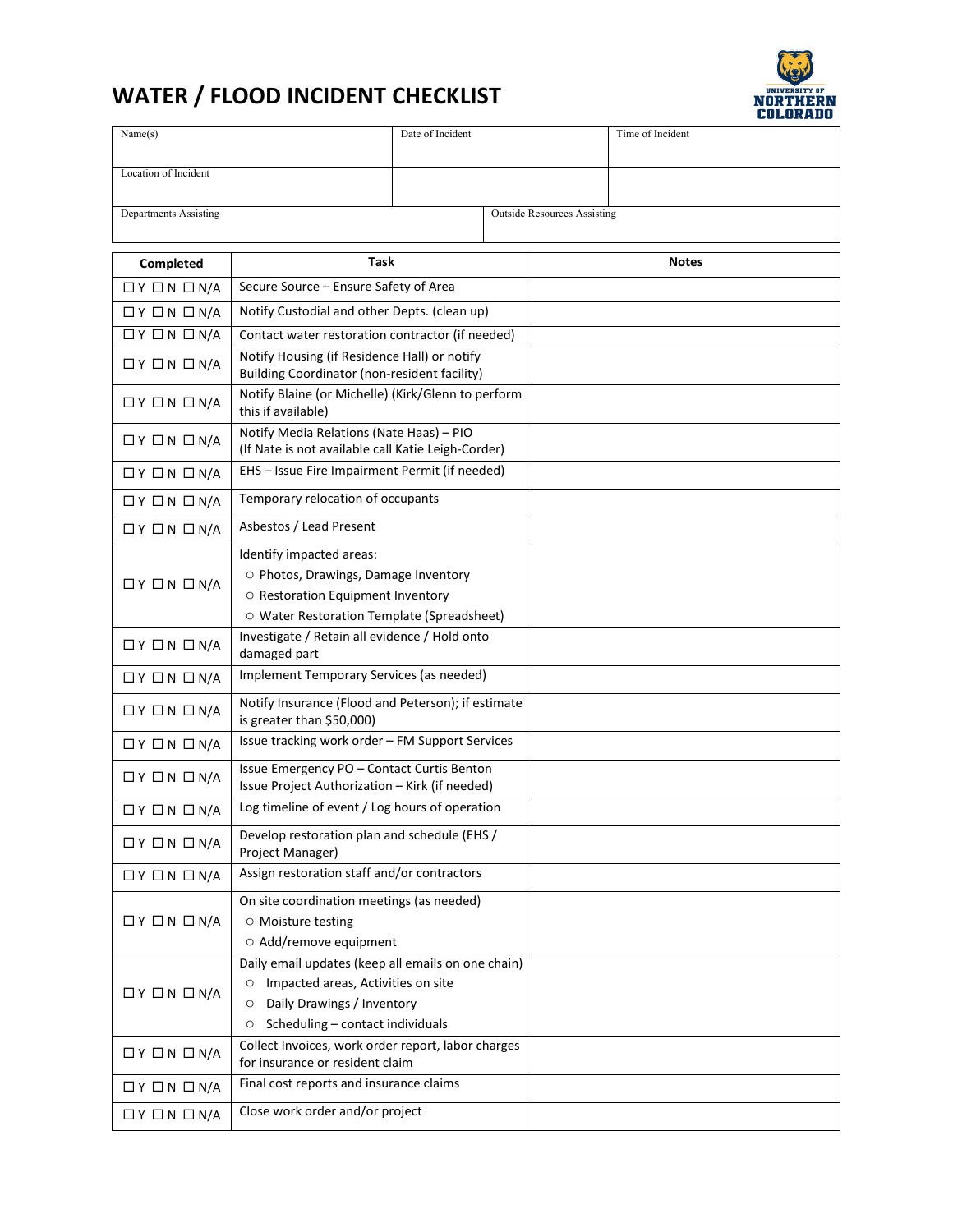# WATER / FLOOD INCIDENT CHECKLIST

UNIVERSITY OF NORTHERN COLORADO

| Name(s) | Date of Incident | Time of Incident |
|---|---|---|
| Location of Incident | | |
| Departments Assisting | Outside Resources Assisting | |

| Completed | Task | Notes |
|---|---|---|
| ☐ Y ☐ N ☐ N/A | Secure Source – Ensure Safety of Area | |
| ☐ Y ☐ N ☐ N/A | Notify Custodial and other Depts. (clean up) | |
| ☐ Y ☐ N ☐ N/A | Contact water restoration contractor (if needed) | |
| ☐ Y ☐ N ☐ N/A | Notify Housing (if Residence Hall) or notify Building Coordinator (non-resident facility) | |
| ☐ Y ☐ N ☐ N/A | Notify Blaine (or Michelle) (Kirk/Glenn to perform this if available) | |
| ☐ Y ☐ N ☐ N/A | Notify Media Relations (Nate Haas) – PIO (If Nate is not available call Katie Leigh-Corder) | |
| ☐ Y ☐ N ☐ N/A | EHS – Issue Fire Impairment Permit (if needed) | |
| ☐ Y ☐ N ☐ N/A | Temporary relocation of occupants | |
| ☐ Y ☐ N ☐ N/A | Asbestos / Lead Present | |
| ☐ Y ☐ N ☐ N/A | Identify impacted areas:<br>○ Photos, Drawings, Damage Inventory<br>○ Restoration Equipment Inventory<br>○ Water Restoration Template (Spreadsheet) | |
| ☐ Y ☐ N ☐ N/A | Investigate / Retain all evidence / Hold onto damaged part | |
| ☐ Y ☐ N ☐ N/A | Implement Temporary Services (as needed) | |
| ☐ Y ☐ N ☐ N/A | Notify Insurance (Flood and Peterson); if estimate is greater than $50,000) | |
| ☐ Y ☐ N ☐ N/A | Issue tracking work order – FM Support Services | |
| ☐ Y ☐ N ☐ N/A | Issue Emergency PO – Contact Curtis Benton<br>Issue Project Authorization – Kirk (if needed) | |
| ☐ Y ☐ N ☐ N/A | Log timeline of event / Log hours of operation | |
| ☐ Y ☐ N ☐ N/A | Develop restoration plan and schedule (EHS / Project Manager) | |
| ☐ Y ☐ N ☐ N/A | Assign restoration staff and/or contractors | |
| ☐ Y ☐ N ☐ N/A | On site coordination meetings (as needed)<br>○ Moisture testing<br>○ Add/remove equipment | |
| ☐ Y ☐ N ☐ N/A | Daily email updates (keep all emails on one chain)<br>○ Impacted areas, Activities on site<br>○ Daily Drawings / Inventory<br>○ Scheduling – contact individuals | |
| ☐ Y ☐ N ☐ N/A | Collect Invoices, work order report, labor charges for insurance or resident claim | |
| ☐ Y ☐ N ☐ N/A | Final cost reports and insurance claims | |
| ☐ Y ☐ N ☐ N/A | Close work order and/or project | |